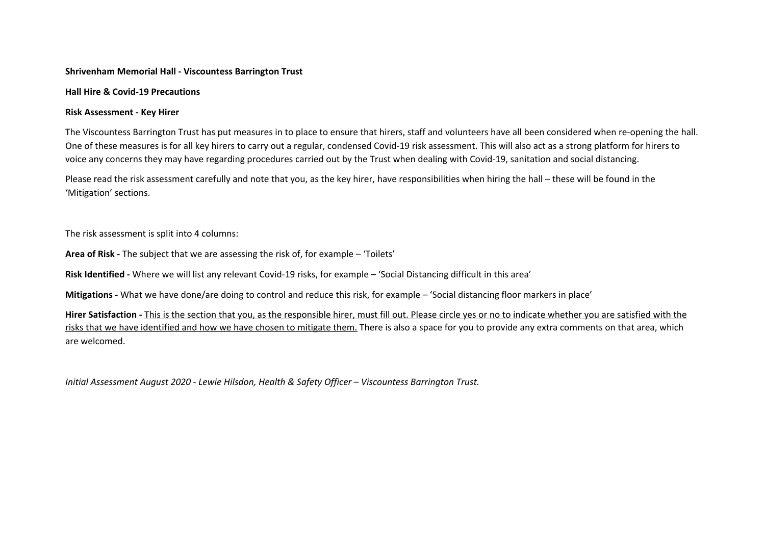**Shrivenham Memorial Hall - Viscountess Barrington Trust**

**Hall Hire & Covid-19 Precautions**

**Risk Assessment - Key Hirer**

The Viscountess Barrington Trust has put measures in to place to ensure that hirers, staff and volunteers have all been considered when re-opening the hall. One of these measures is for all key hirers to carry out a regular, condensed Covid-19 risk assessment. This will also act as a strong platform for hirers to voice any concerns they may have regarding procedures carried out by the Trust when dealing with Covid-19, sanitation and social distancing.

Please read the risk assessment carefully and note that you, as the key hirer, have responsibilities when hiring the hall – these will be found in the 'Mitigation' sections.

The risk assessment is split into 4 columns:

**Area of Risk -** The subject that we are assessing the risk of, for example – 'Toilets'

**Risk Identified -** Where we will list any relevant Covid-19 risks, for example – 'Social Distancing difficult in this area'

**Mitigations -** What we have done/are doing to control and reduce this risk, for example – 'Social distancing floor markers in place'

**Hirer Satisfaction -** <u>This is the section that you, as the responsible hirer, must fill out. Please circle yes or no to indicate whether you are satisfied with the risks that we have identified and how we have chosen to mitigate them.</u> There is also a space for you to provide any extra comments on that area, which are welcomed.

*Initial Assessment August 2020 - Lewie Hilsdon, Health & Safety Officer – Viscountess Barrington Trust.*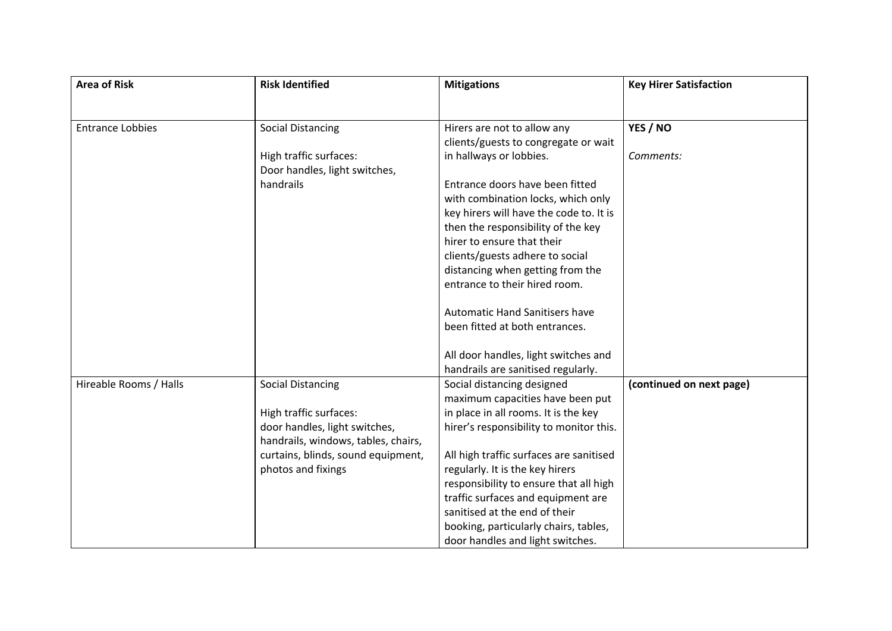| **Area of Risk** | **Risk Identified** | **Mitigations** | **Key Hirer Satisfaction** |
| --- | --- | --- | --- |
| Entrance Lobbies | Social Distancing<br><br>High traffic surfaces:<br>Door handles, light switches, handrails | Hirers are not to allow any clients/guests to congregate or wait in hallways or lobbies.<br><br>Entrance doors have been fitted with combination locks, which only key hirers will have the code to. It is then the responsibility of the key hirer to ensure that their clients/guests adhere to social distancing when getting from the entrance to their hired room.<br><br>Automatic Hand Sanitisers have been fitted at both entrances.<br><br>All door handles, light switches and handrails are sanitised regularly. | **YES / NO**<br><br>*Comments:* |
| Hireable Rooms / Halls | Social Distancing<br><br>High traffic surfaces:<br>door handles, light switches, handrails, windows, tables, chairs, curtains, blinds, sound equipment, photos and fixings | Social distancing designed maximum capacities have been put in place in all rooms. It is the key hirer's responsibility to monitor this.<br><br>All high traffic surfaces are sanitised regularly. It is the key hirers responsibility to ensure that all high traffic surfaces and equipment are sanitised at the end of their booking, particularly chairs, tables, door handles and light switches. | **(continued on next page)** |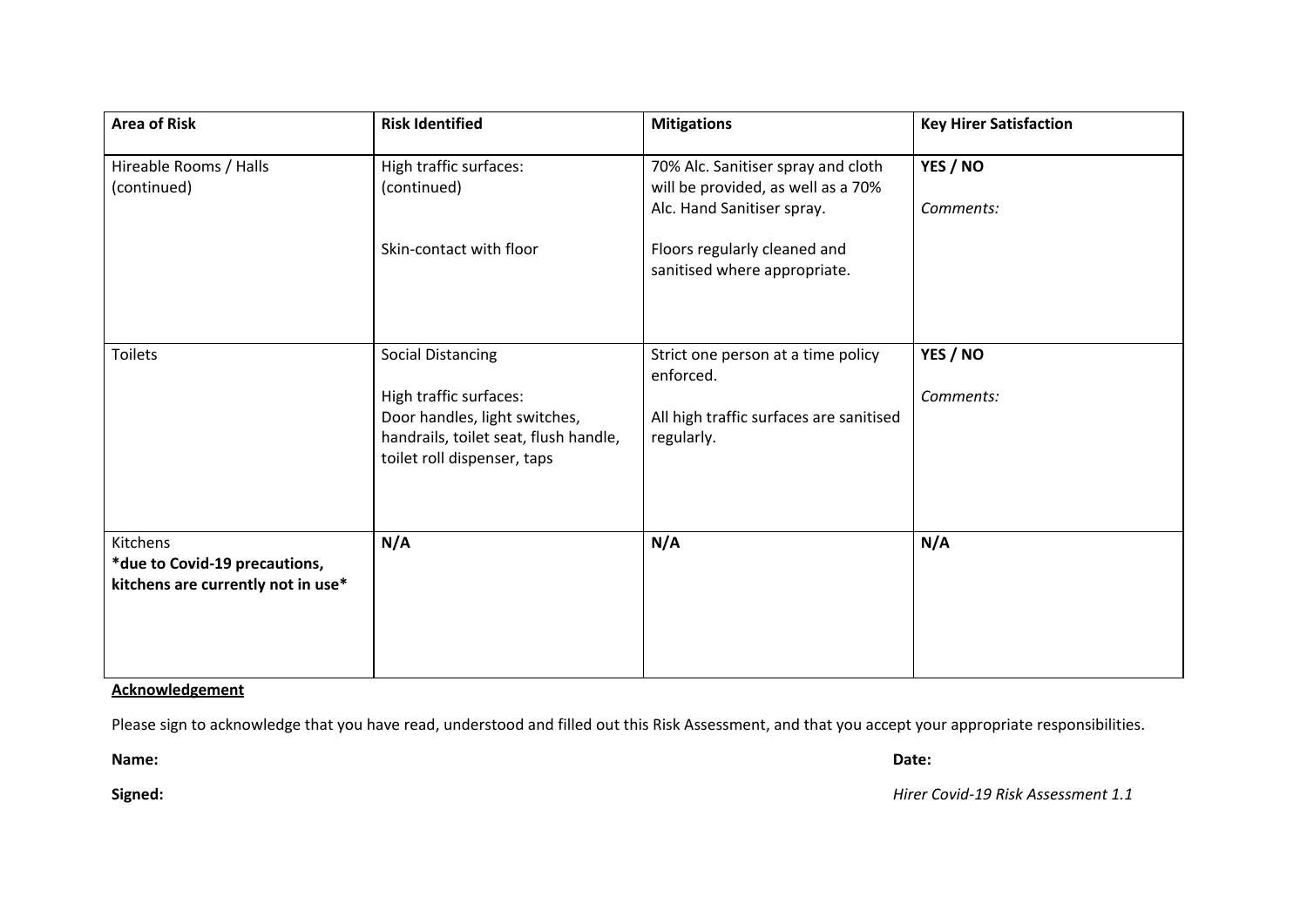| Area of Risk | Risk Identified | Mitigations | Key Hirer Satisfaction |
|---|---|---|---|
| Hireable Rooms / Halls (continued) | High traffic surfaces: (continued)<br><br>Skin-contact with floor | 70% Alc. Sanitiser spray and cloth will be provided, as well as a 70% Alc. Hand Sanitiser spray.<br><br>Floors regularly cleaned and sanitised where appropriate. | **YES / NO**<br><br>*Comments:* |
| Toilets | Social Distancing<br><br>High traffic surfaces:<br>Door handles, light switches, handrails, toilet seat, flush handle, toilet roll dispenser, taps | Strict one person at a time policy enforced.<br><br>All high traffic surfaces are sanitised regularly. | **YES / NO**<br><br>*Comments:* |
| Kitchens<br>**\*due to Covid-19 precautions, kitchens are currently not in use\*** | **N/A** | **N/A** | **N/A** |

**Acknowledgement**

Please sign to acknowledge that you have read, understood and filled out this Risk Assessment, and that you accept your appropriate responsibilities.

**Name:**

**Date:**

**Signed:**

*Hirer Covid-19 Risk Assessment 1.1*